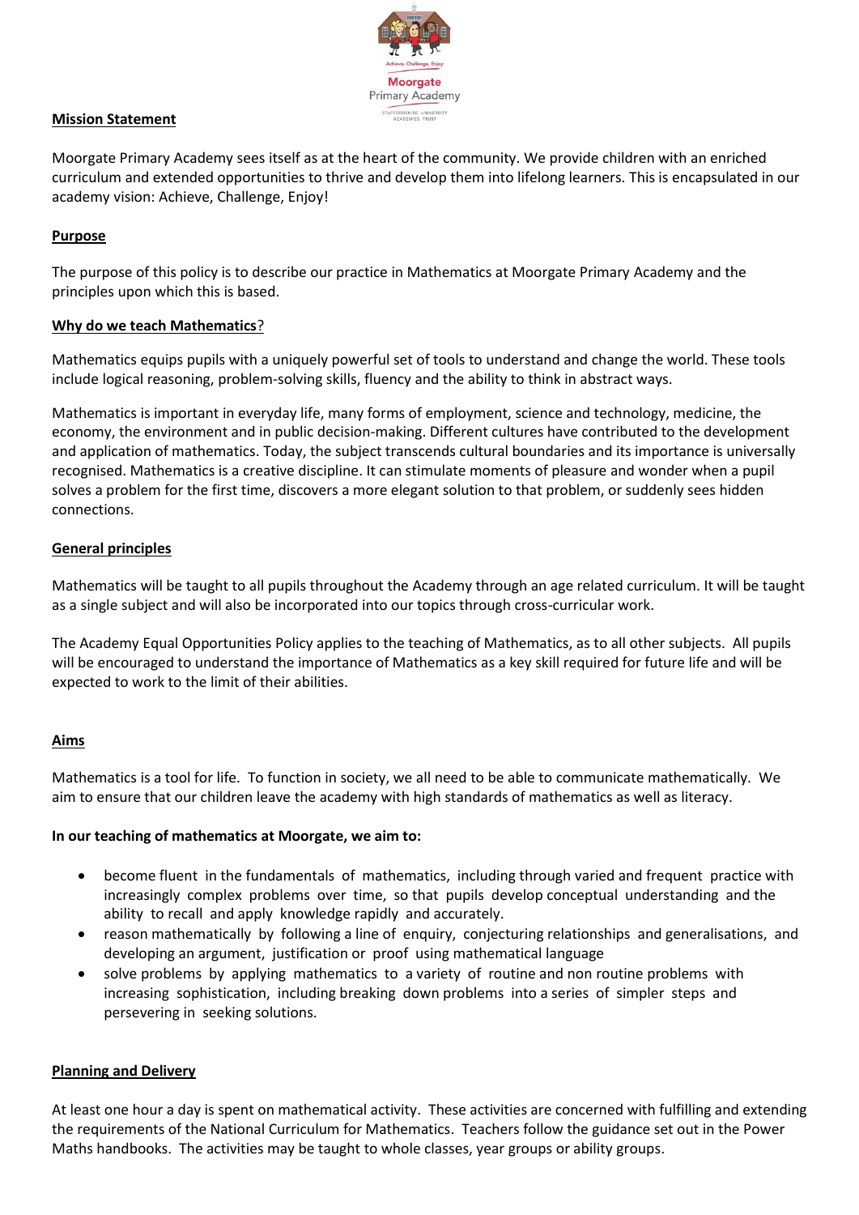Moorgate Primary Academy

Achieve, Challenge, Enjoy

STAFFORDSHIRE UNIVERSITY ACADEMIES TRUST

**Mission Statement**

Moorgate Primary Academy sees itself as at the heart of the community. We provide children with an enriched curriculum and extended opportunities to thrive and develop them into lifelong learners. This is encapsulated in our academy vision: Achieve, Challenge, Enjoy!

**Purpose**

The purpose of this policy is to describe our practice in Mathematics at Moorgate Primary Academy and the principles upon which this is based.

**Why do we teach Mathematics**?

Mathematics equips pupils with a uniquely powerful set of tools to understand and change the world. These tools include logical reasoning, problem-solving skills, fluency and the ability to think in abstract ways.

Mathematics is important in everyday life, many forms of employment, science and technology, medicine, the economy, the environment and in public decision-making. Different cultures have contributed to the development and application of mathematics. Today, the subject transcends cultural boundaries and its importance is universally recognised. Mathematics is a creative discipline. It can stimulate moments of pleasure and wonder when a pupil solves a problem for the first time, discovers a more elegant solution to that problem, or suddenly sees hidden connections.

**General principles**

Mathematics will be taught to all pupils throughout the Academy through an age related curriculum. It will be taught as a single subject and will also be incorporated into our topics through cross-curricular work.

The Academy Equal Opportunities Policy applies to the teaching of Mathematics, as to all other subjects. All pupils will be encouraged to understand the importance of Mathematics as a key skill required for future life and will be expected to work to the limit of their abilities.

**Aims**

Mathematics is a tool for life. To function in society, we all need to be able to communicate mathematically. We aim to ensure that our children leave the academy with high standards of mathematics as well as literacy.

**In our teaching of mathematics at Moorgate, we aim to:**

- become fluent in the fundamentals of mathematics, including through varied and frequent practice with increasingly complex problems over time, so that pupils develop conceptual understanding and the ability to recall and apply knowledge rapidly and accurately.
- reason mathematically by following a line of enquiry, conjecturing relationships and generalisations, and developing an argument, justification or proof using mathematical language
- solve problems by applying mathematics to a variety of routine and non routine problems with increasing sophistication, including breaking down problems into a series of simpler steps and persevering in seeking solutions.

**Planning and Delivery**

At least one hour a day is spent on mathematical activity. These activities are concerned with fulfilling and extending the requirements of the National Curriculum for Mathematics. Teachers follow the guidance set out in the Power Maths handbooks. The activities may be taught to whole classes, year groups or ability groups.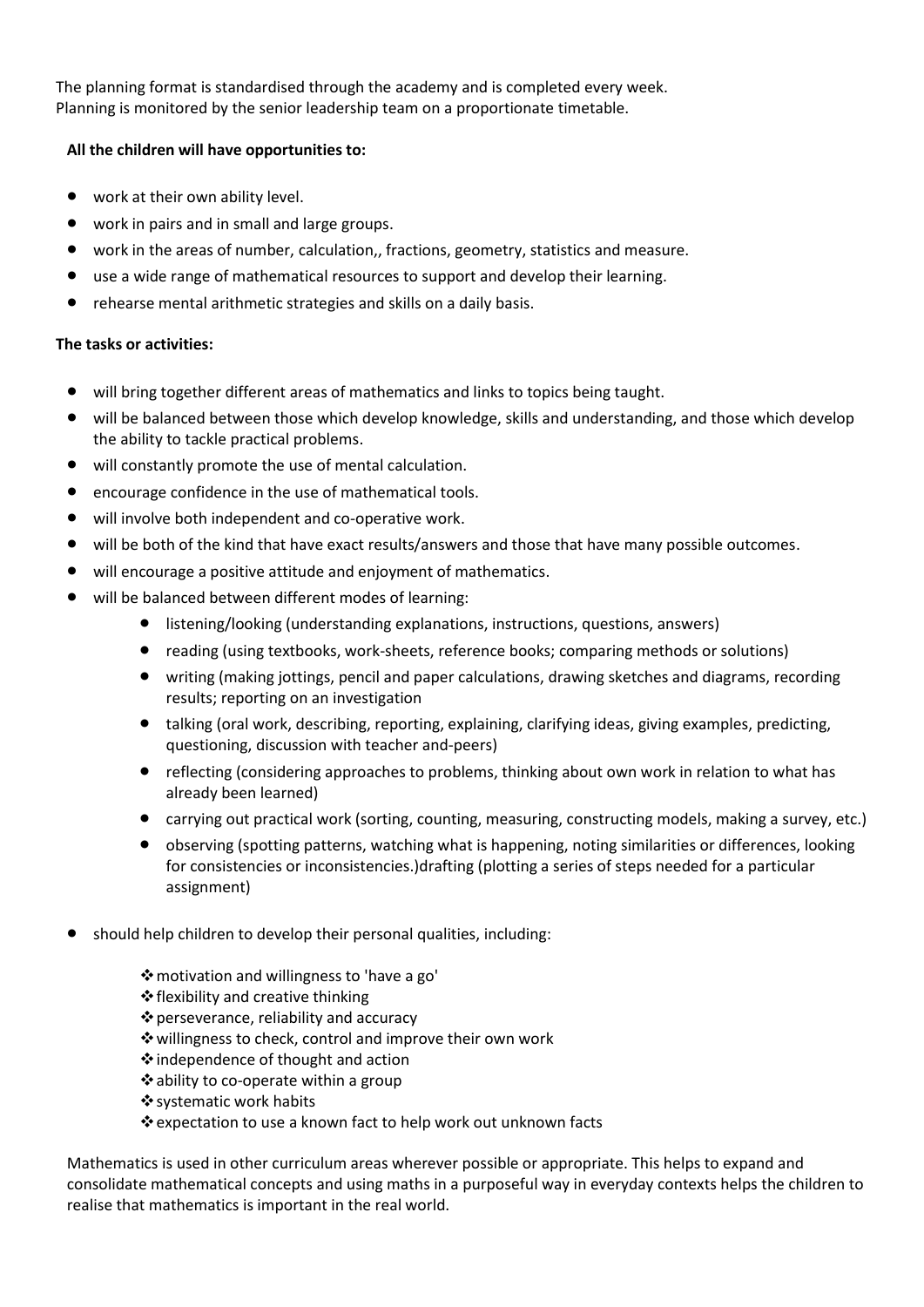The planning format is standardised through the academy and is completed every week.
Planning is monitored by the senior leadership team on a proportionate timetable.

**All the children will have opportunities to:**

- work at their own ability level.
- work in pairs and in small and large groups.
- work in the areas of number, calculation,, fractions, geometry, statistics and measure.
- use a wide range of mathematical resources to support and develop their learning.
- rehearse mental arithmetic strategies and skills on a daily basis.

**The tasks or activities:**

- will bring together different areas of mathematics and links to topics being taught.
- will be balanced between those which develop knowledge, skills and understanding, and those which develop the ability to tackle practical problems.
- will constantly promote the use of mental calculation.
- encourage confidence in the use of mathematical tools.
- will involve both independent and co-operative work.
- will be both of the kind that have exact results/answers and those that have many possible outcomes.
- will encourage a positive attitude and enjoyment of mathematics.
- will be balanced between different modes of learning:
    - listening/looking (understanding explanations, instructions, questions, answers)
    - reading (using textbooks, work-sheets, reference books; comparing methods or solutions)
    - writing (making jottings, pencil and paper calculations, drawing sketches and diagrams, recording results; reporting on an investigation
    - talking (oral work, describing, reporting, explaining, clarifying ideas, giving examples, predicting, questioning, discussion with teacher and-peers)
    - reflecting (considering approaches to problems, thinking about own work in relation to what has already been learned)
    - carrying out practical work (sorting, counting, measuring, constructing models, making a survey, etc.)
    - observing (spotting patterns, watching what is happening, noting similarities or differences, looking for consistencies or inconsistencies.)drafting (plotting a series of steps needed for a particular assignment)

- should help children to develop their personal qualities, including:
    - motivation and willingness to 'have a go'
    - flexibility and creative thinking
    - perseverance, reliability and accuracy
    - willingness to check, control and improve their own work
    - independence of thought and action
    - ability to co-operate within a group
    - systematic work habits
    - expectation to use a known fact to help work out unknown facts

Mathematics is used in other curriculum areas wherever possible or appropriate. This helps to expand and consolidate mathematical concepts and using maths in a purposeful way in everyday contexts helps the children to realise that mathematics is important in the real world.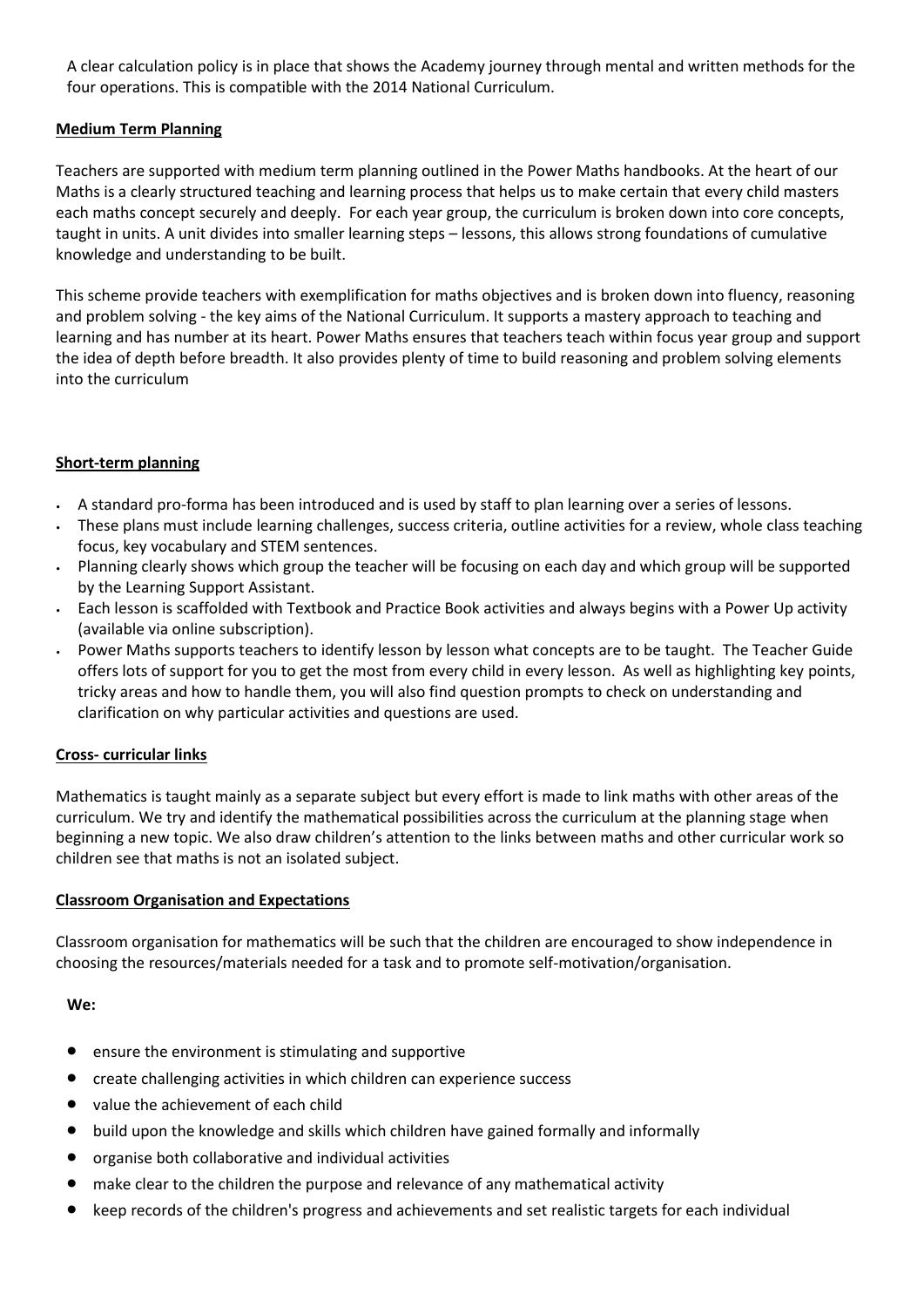A clear calculation policy is in place that shows the Academy journey through mental and written methods for the four operations. This is compatible with the 2014 National Curriculum.

**Medium Term Planning**

Teachers are supported with medium term planning outlined in the Power Maths handbooks. At the heart of our Maths is a clearly structured teaching and learning process that helps us to make certain that every child masters each maths concept securely and deeply. For each year group, the curriculum is broken down into core concepts, taught in units. A unit divides into smaller learning steps – lessons, this allows strong foundations of cumulative knowledge and understanding to be built.

This scheme provide teachers with exemplification for maths objectives and is broken down into fluency, reasoning and problem solving - the key aims of the National Curriculum. It supports a mastery approach to teaching and learning and has number at its heart. Power Maths ensures that teachers teach within focus year group and support the idea of depth before breadth. It also provides plenty of time to build reasoning and problem solving elements into the curriculum

**Short-term planning**

- A standard pro-forma has been introduced and is used by staff to plan learning over a series of lessons.
- These plans must include learning challenges, success criteria, outline activities for a review, whole class teaching focus, key vocabulary and STEM sentences.
- Planning clearly shows which group the teacher will be focusing on each day and which group will be supported by the Learning Support Assistant.
- Each lesson is scaffolded with Textbook and Practice Book activities and always begins with a Power Up activity (available via online subscription).
- Power Maths supports teachers to identify lesson by lesson what concepts are to be taught. The Teacher Guide offers lots of support for you to get the most from every child in every lesson. As well as highlighting key points, tricky areas and how to handle them, you will also find question prompts to check on understanding and clarification on why particular activities and questions are used.

**Cross- curricular links**

Mathematics is taught mainly as a separate subject but every effort is made to link maths with other areas of the curriculum. We try and identify the mathematical possibilities across the curriculum at the planning stage when beginning a new topic. We also draw children's attention to the links between maths and other curricular work so children see that maths is not an isolated subject.

**Classroom Organisation and Expectations**

Classroom organisation for mathematics will be such that the children are encouraged to show independence in choosing the resources/materials needed for a task and to promote self-motivation/organisation.

**We:**

- ensure the environment is stimulating and supportive
- create challenging activities in which children can experience success
- value the achievement of each child
- build upon the knowledge and skills which children have gained formally and informally
- organise both collaborative and individual activities
- make clear to the children the purpose and relevance of any mathematical activity
- keep records of the children's progress and achievements and set realistic targets for each individual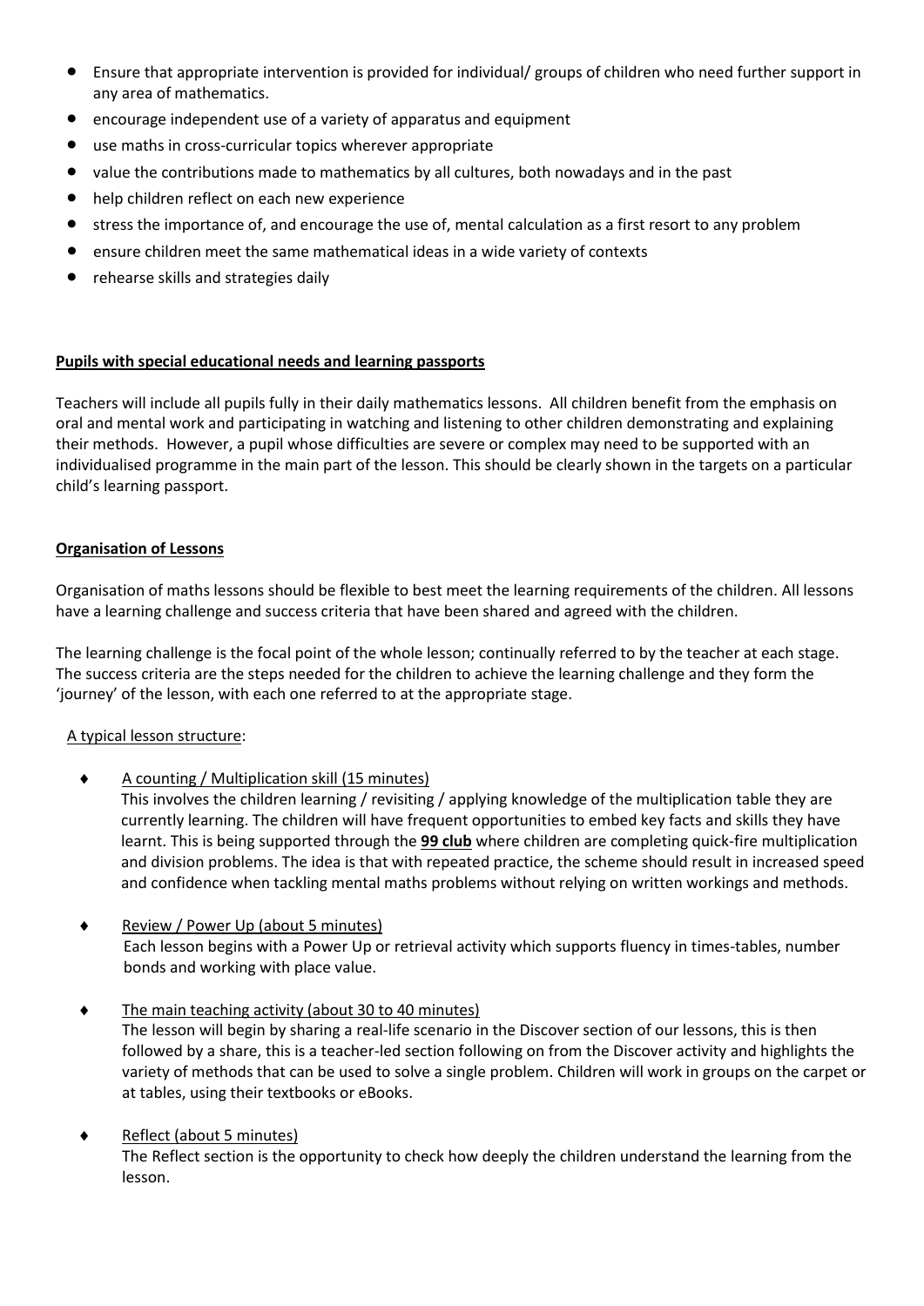- Ensure that appropriate intervention is provided for individual/ groups of children who need further support in any area of mathematics.
- encourage independent use of a variety of apparatus and equipment
- use maths in cross-curricular topics wherever appropriate
- value the contributions made to mathematics by all cultures, both nowadays and in the past
- help children reflect on each new experience
- stress the importance of, and encourage the use of, mental calculation as a first resort to any problem
- ensure children meet the same mathematical ideas in a wide variety of contexts
- rehearse skills and strategies daily

**Pupils with special educational needs and learning passports**

Teachers will include all pupils fully in their daily mathematics lessons. All children benefit from the emphasis on oral and mental work and participating in watching and listening to other children demonstrating and explaining their methods. However, a pupil whose difficulties are severe or complex may need to be supported with an individualised programme in the main part of the lesson. This should be clearly shown in the targets on a particular child's learning passport.

**Organisation of Lessons**

Organisation of maths lessons should be flexible to best meet the learning requirements of the children. All lessons have a learning challenge and success criteria that have been shared and agreed with the children.

The learning challenge is the focal point of the whole lesson; continually referred to by the teacher at each stage. The success criteria are the steps needed for the children to achieve the learning challenge and they form the 'journey' of the lesson, with each one referred to at the appropriate stage.

A typical lesson structure:

- A counting / Multiplication skill (15 minutes)
  This involves the children learning / revisiting / applying knowledge of the multiplication table they are currently learning. The children will have frequent opportunities to embed key facts and skills they have learnt. This is being supported through the **99 club** where children are completing quick-fire multiplication and division problems. The idea is that with repeated practice, the scheme should result in increased speed and confidence when tackling mental maths problems without relying on written workings and methods.

- Review / Power Up (about 5 minutes)
  Each lesson begins with a Power Up or retrieval activity which supports fluency in times-tables, number bonds and working with place value.

- The main teaching activity (about 30 to 40 minutes)
  The lesson will begin by sharing a real-life scenario in the Discover section of our lessons, this is then followed by a share, this is a teacher-led section following on from the Discover activity and highlights the variety of methods that can be used to solve a single problem. Children will work in groups on the carpet or at tables, using their textbooks or eBooks.

- Reflect (about 5 minutes)
  The Reflect section is the opportunity to check how deeply the children understand the learning from the lesson.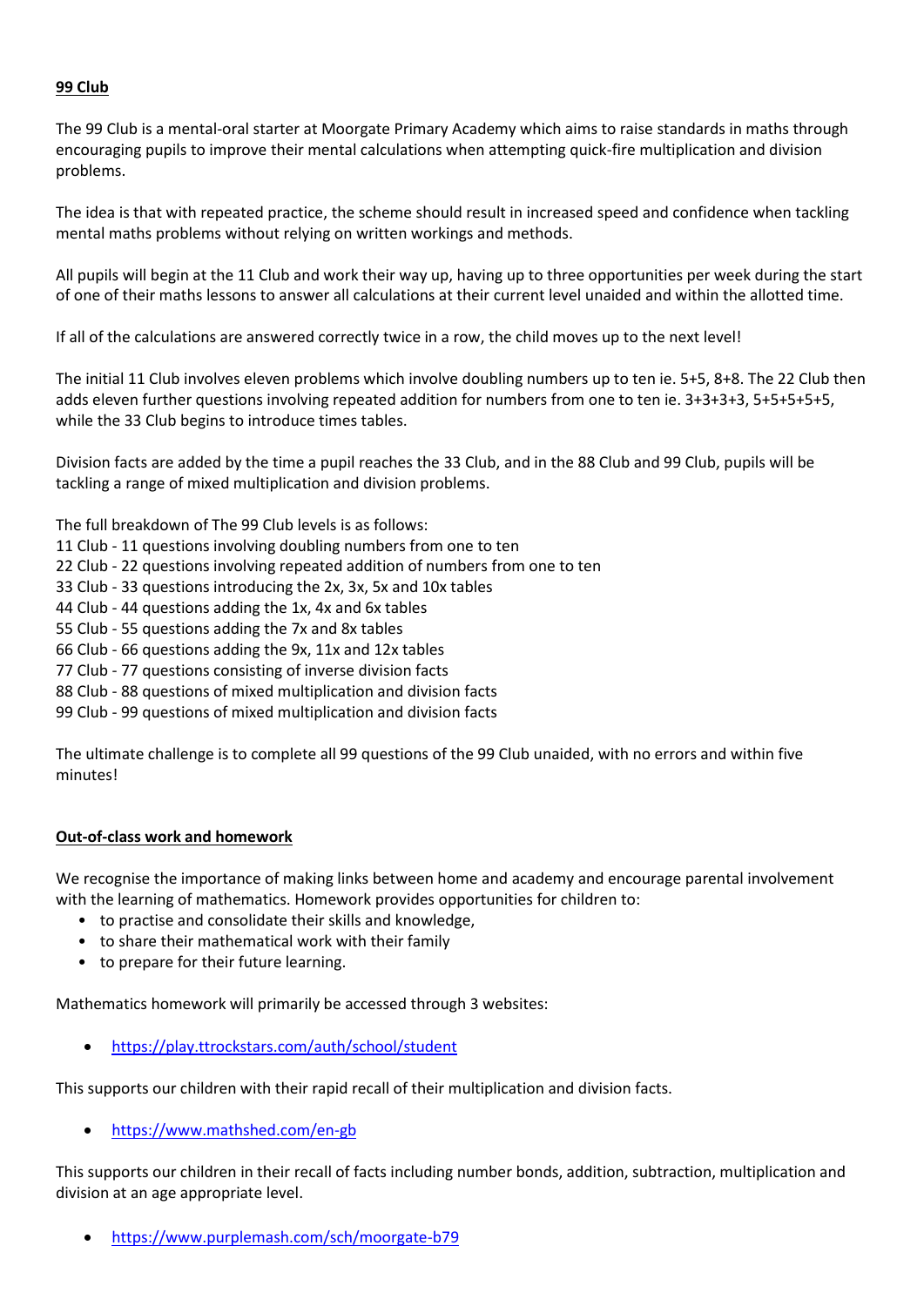## 99 Club

The 99 Club is a mental-oral starter at Moorgate Primary Academy which aims to raise standards in maths through encouraging pupils to improve their mental calculations when attempting quick-fire multiplication and division problems.

The idea is that with repeated practice, the scheme should result in increased speed and confidence when tackling mental maths problems without relying on written workings and methods.

All pupils will begin at the 11 Club and work their way up, having up to three opportunities per week during the start of one of their maths lessons to answer all calculations at their current level unaided and within the allotted time.

If all of the calculations are answered correctly twice in a row, the child moves up to the next level!

The initial 11 Club involves eleven problems which involve doubling numbers up to ten ie. 5+5, 8+8. The 22 Club then adds eleven further questions involving repeated addition for numbers from one to ten ie. 3+3+3+3, 5+5+5+5+5, while the 33 Club begins to introduce times tables.

Division facts are added by the time a pupil reaches the 33 Club, and in the 88 Club and 99 Club, pupils will be tackling a range of mixed multiplication and division problems.

The full breakdown of The 99 Club levels is as follows:
11 Club - 11 questions involving doubling numbers from one to ten
22 Club - 22 questions involving repeated addition of numbers from one to ten
33 Club - 33 questions introducing the 2x, 3x, 5x and 10x tables
44 Club - 44 questions adding the 1x, 4x and 6x tables
55 Club - 55 questions adding the 7x and 8x tables
66 Club - 66 questions adding the 9x, 11x and 12x tables
77 Club - 77 questions consisting of inverse division facts
88 Club - 88 questions of mixed multiplication and division facts
99 Club - 99 questions of mixed multiplication and division facts

The ultimate challenge is to complete all 99 questions of the 99 Club unaided, with no errors and within five minutes!

## Out-of-class work and homework

We recognise the importance of making links between home and academy and encourage parental involvement with the learning of mathematics. Homework provides opportunities for children to:

- to practise and consolidate their skills and knowledge,
- to share their mathematical work with their family
- to prepare for their future learning.

Mathematics homework will primarily be accessed through 3 websites:

- https://play.ttrockstars.com/auth/school/student

This supports our children with their rapid recall of their multiplication and division facts.

- https://www.mathshed.com/en-gb

This supports our children in their recall of facts including number bonds, addition, subtraction, multiplication and division at an age appropriate level.

- https://www.purplemash.com/sch/moorgate-b79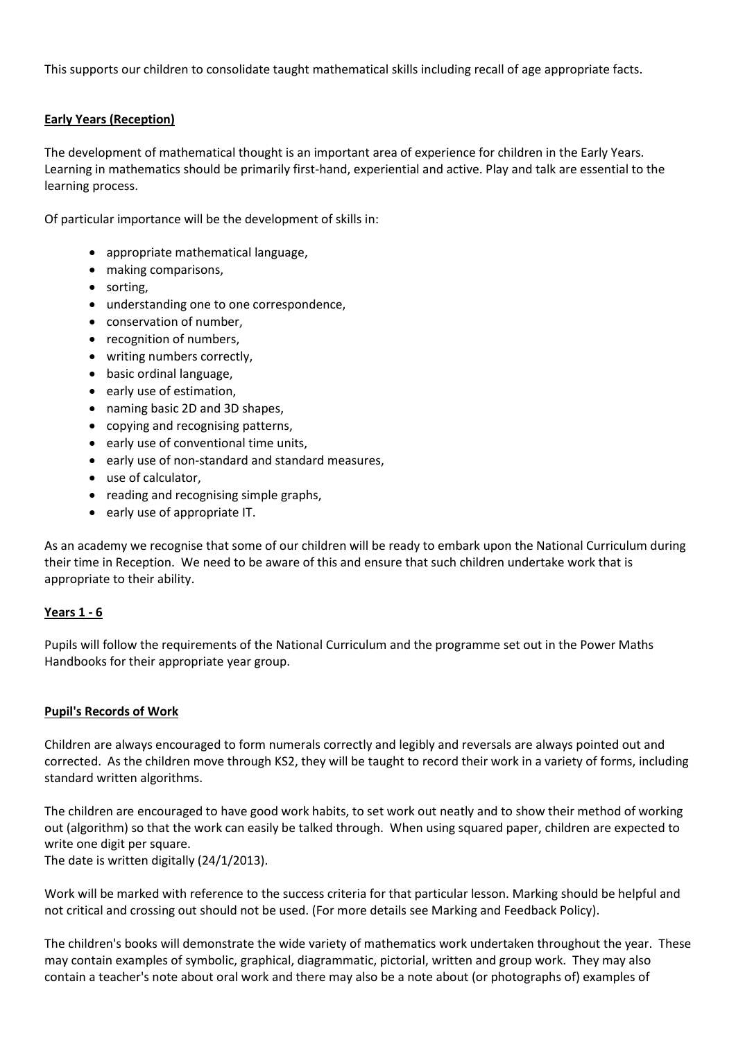This supports our children to consolidate taught mathematical skills including recall of age appropriate facts.

## Early Years (Reception)

The development of mathematical thought is an important area of experience for children in the Early Years. Learning in mathematics should be primarily first-hand, experiential and active. Play and talk are essential to the learning process.

Of particular importance will be the development of skills in:

- appropriate mathematical language,
- making comparisons,
- sorting,
- understanding one to one correspondence,
- conservation of number,
- recognition of numbers,
- writing numbers correctly,
- basic ordinal language,
- early use of estimation,
- naming basic 2D and 3D shapes,
- copying and recognising patterns,
- early use of conventional time units,
- early use of non-standard and standard measures,
- use of calculator,
- reading and recognising simple graphs,
- early use of appropriate IT.

As an academy we recognise that some of our children will be ready to embark upon the National Curriculum during their time in Reception. We need to be aware of this and ensure that such children undertake work that is appropriate to their ability.

## Years 1 - 6

Pupils will follow the requirements of the National Curriculum and the programme set out in the Power Maths Handbooks for their appropriate year group.

## Pupil's Records of Work

Children are always encouraged to form numerals correctly and legibly and reversals are always pointed out and corrected. As the children move through KS2, they will be taught to record their work in a variety of forms, including standard written algorithms.

The children are encouraged to have good work habits, to set work out neatly and to show their method of working out (algorithm) so that the work can easily be talked through. When using squared paper, children are expected to write one digit per square.
The date is written digitally (24/1/2013).

Work will be marked with reference to the success criteria for that particular lesson. Marking should be helpful and not critical and crossing out should not be used. (For more details see Marking and Feedback Policy).

The children's books will demonstrate the wide variety of mathematics work undertaken throughout the year. These may contain examples of symbolic, graphical, diagrammatic, pictorial, written and group work. They may also contain a teacher's note about oral work and there may also be a note about (or photographs of) examples of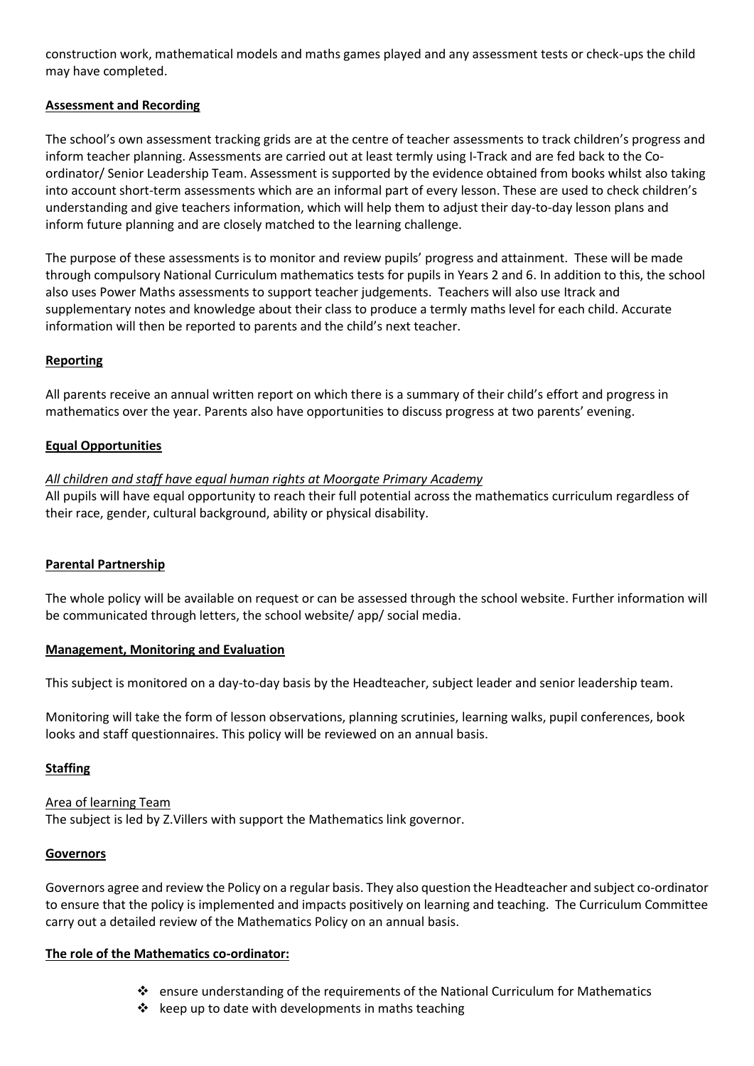construction work, mathematical models and maths games played and any assessment tests or check-ups the child may have completed.

**Assessment and Recording**

The school's own assessment tracking grids are at the centre of teacher assessments to track children's progress and inform teacher planning. Assessments are carried out at least termly using I-Track and are fed back to the Co-ordinator/ Senior Leadership Team. Assessment is supported by the evidence obtained from books whilst also taking into account short-term assessments which are an informal part of every lesson. These are used to check children's understanding and give teachers information, which will help them to adjust their day-to-day lesson plans and inform future planning and are closely matched to the learning challenge.

The purpose of these assessments is to monitor and review pupils' progress and attainment. These will be made through compulsory National Curriculum mathematics tests for pupils in Years 2 and 6. In addition to this, the school also uses Power Maths assessments to support teacher judgements. Teachers will also use Itrack and supplementary notes and knowledge about their class to produce a termly maths level for each child. Accurate information will then be reported to parents and the child's next teacher.

**Reporting**

All parents receive an annual written report on which there is a summary of their child's effort and progress in mathematics over the year. Parents also have opportunities to discuss progress at two parents' evening.

**Equal Opportunities**

*All children and staff have equal human rights at Moorgate Primary Academy*

All pupils will have equal opportunity to reach their full potential across the mathematics curriculum regardless of their race, gender, cultural background, ability or physical disability.

**Parental Partnership**

The whole policy will be available on request or can be assessed through the school website. Further information will be communicated through letters, the school website/ app/ social media.

**Management, Monitoring and Evaluation**

This subject is monitored on a day-to-day basis by the Headteacher, subject leader and senior leadership team.

Monitoring will take the form of lesson observations, planning scrutinies, learning walks, pupil conferences, book looks and staff questionnaires. This policy will be reviewed on an annual basis.

**Staffing**

Area of learning Team

The subject is led by Z.Villers with support the Mathematics link governor.

**Governors**

Governors agree and review the Policy on a regular basis. They also question the Headteacher and subject co-ordinator to ensure that the policy is implemented and impacts positively on learning and teaching. The Curriculum Committee carry out a detailed review of the Mathematics Policy on an annual basis.

**The role of the Mathematics co-ordinator:**

- ensure understanding of the requirements of the National Curriculum for Mathematics
- keep up to date with developments in maths teaching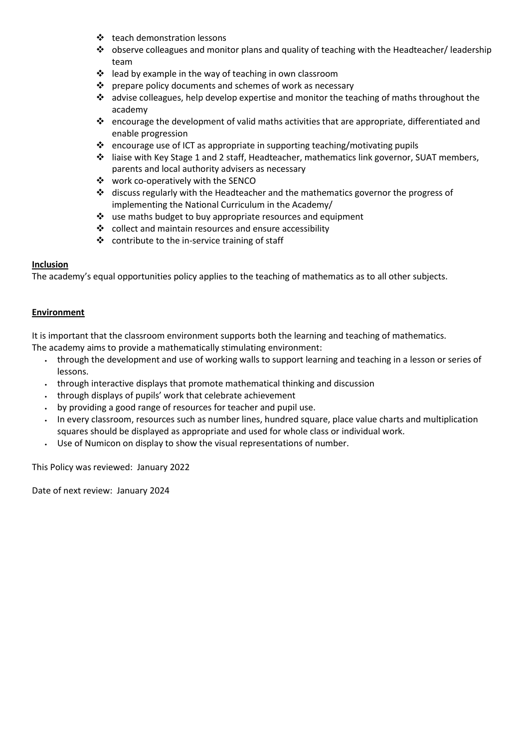- teach demonstration lessons
- observe colleagues and monitor plans and quality of teaching with the Headteacher/ leadership team
- lead by example in the way of teaching in own classroom
- prepare policy documents and schemes of work as necessary
- advise colleagues, help develop expertise and monitor the teaching of maths throughout the academy
- encourage the development of valid maths activities that are appropriate, differentiated and enable progression
- encourage use of ICT as appropriate in supporting teaching/motivating pupils
- liaise with Key Stage 1 and 2 staff, Headteacher, mathematics link governor, SUAT members, parents and local authority advisers as necessary
- work co-operatively with the SENCO
- discuss regularly with the Headteacher and the mathematics governor the progress of implementing the National Curriculum in the Academy/
- use maths budget to buy appropriate resources and equipment
- collect and maintain resources and ensure accessibility
- contribute to the in-service training of staff

**Inclusion**

The academy's equal opportunities policy applies to the teaching of mathematics as to all other subjects.

**Environment**

It is important that the classroom environment supports both the learning and teaching of mathematics.
The academy aims to provide a mathematically stimulating environment:

- through the development and use of working walls to support learning and teaching in a lesson or series of lessons.
- through interactive displays that promote mathematical thinking and discussion
- through displays of pupils' work that celebrate achievement
- by providing a good range of resources for teacher and pupil use.
- In every classroom, resources such as number lines, hundred square, place value charts and multiplication squares should be displayed as appropriate and used for whole class or individual work.
- Use of Numicon on display to show the visual representations of number.

This Policy was reviewed: January 2022

Date of next review: January 2024